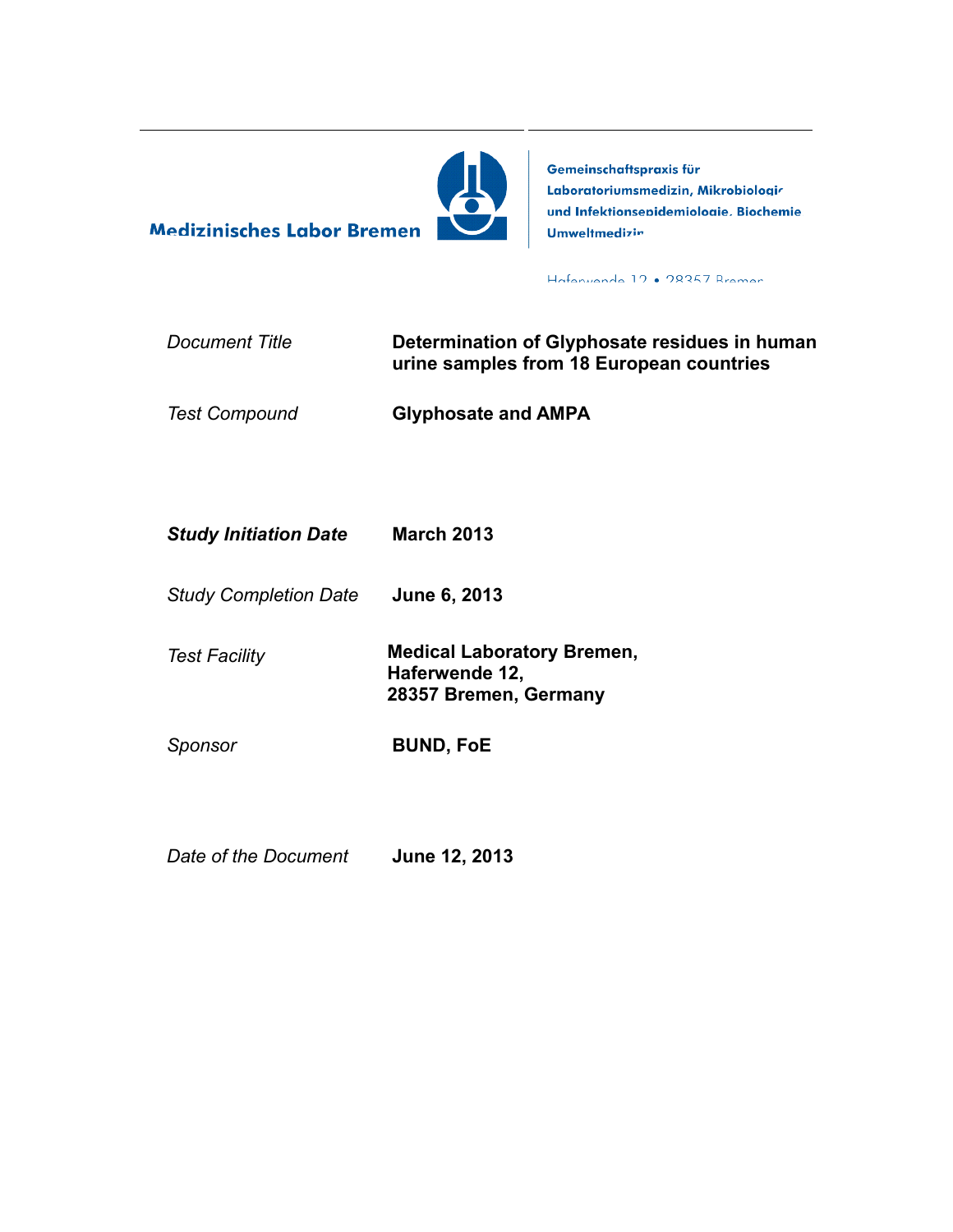**Medizinisches Labor Bremen**

**Gemeinschaftspraxis für Laboratoriumsmedizin, Mikrobiologie und Infektionsepidemiologie, Biochemie Umweltmedizin**

Haferwende 12 • 28357 Bremen

| | |
|---|---|
| *Document Title* | **Determination of Glyphosate residues in human urine samples from 18 European countries** |
| *Test Compound* | **Glyphosate and AMPA** |
| ***Study Initiation Date*** | **March 2013** |
| *Study Completion Date* | **June 6, 2013** |
| *Test Facility* | **Medical Laboratory Bremen, Haferwende 12, 28357 Bremen, Germany** |
| *Sponsor* | **BUND, FoE** |
| *Date of the Document* | **June 12, 2013** |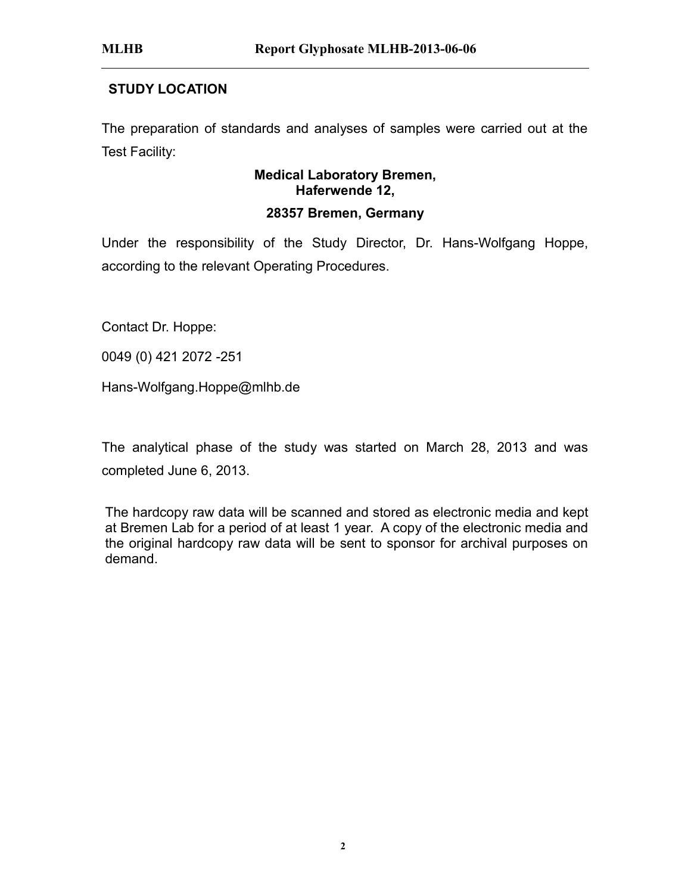## STUDY LOCATION

The preparation of standards and analyses of samples were carried out at the Test Facility:

**Medical Laboratory Bremen,**
**Haferwende 12,**

**28357 Bremen, Germany**

Under the responsibility of the Study Director, Dr. Hans-Wolfgang Hoppe, according to the relevant Operating Procedures.

Contact Dr. Hoppe:

0049 (0) 421 2072 -251

Hans-Wolfgang.Hoppe@mlhb.de

The analytical phase of the study was started on March 28, 2013 and was completed June 6, 2013.

The hardcopy raw data will be scanned and stored as electronic media and kept at Bremen Lab for a period of at least 1 year. A copy of the electronic media and the original hardcopy raw data will be sent to sponsor for archival purposes on demand.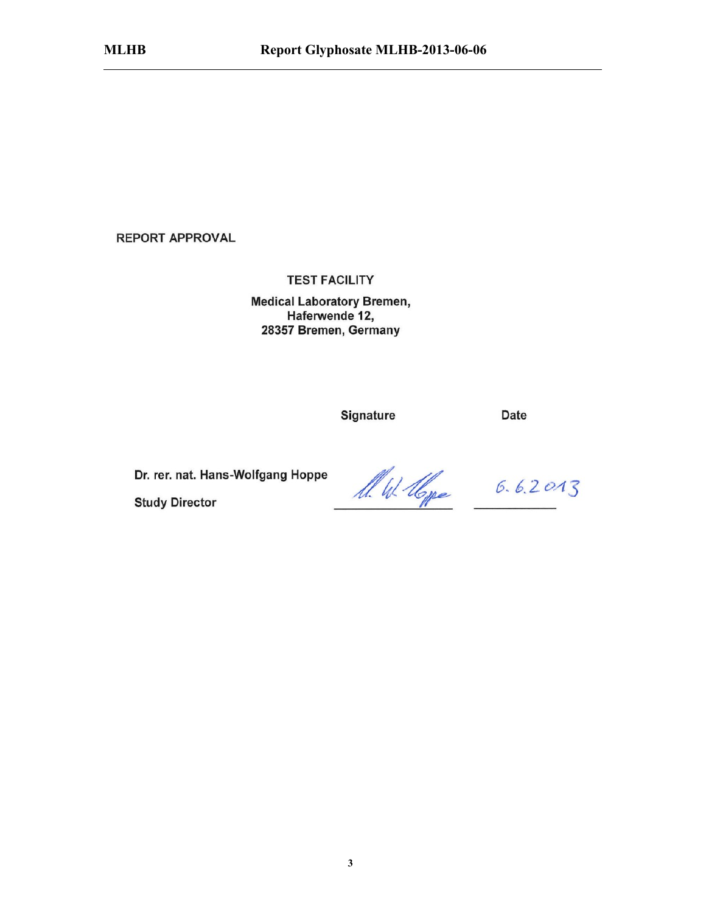## REPORT APPROVAL

**TEST FACILITY**

**Medical Laboratory Bremen,**
**Haferwende 12,**
**28357 Bremen, Germany**

| | Signature | Date |
|---|---|---|
| **Dr. rer. nat. Hans-Wolfgang Hoppe** <br> **Study Director** | H. W. Hoppe | 6.6.2013 |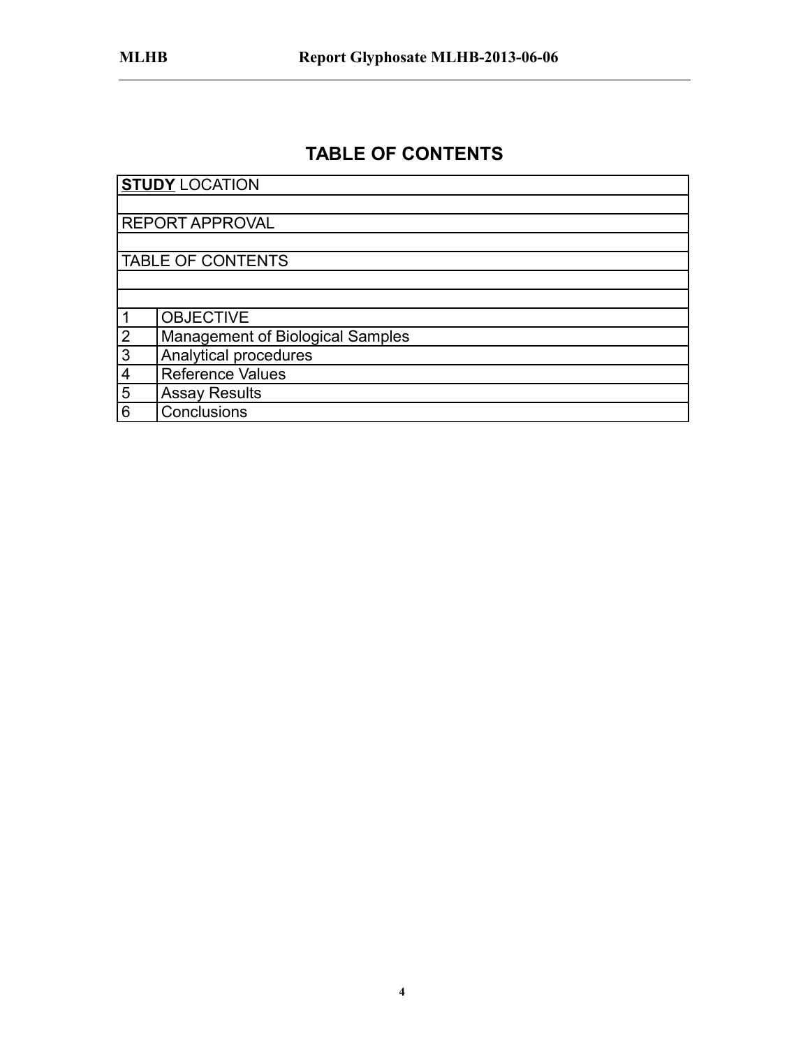# TABLE OF CONTENTS

| **STUDY** LOCATION | |
|---|---|
| | |
| REPORT APPROVAL | |
| | |
| TABLE OF CONTENTS | |
| | |
| | |
| 1 | OBJECTIVE |
| 2 | Management of Biological Samples |
| 3 | Analytical procedures |
| 4 | Reference Values |
| 5 | Assay Results |
| 6 | Conclusions |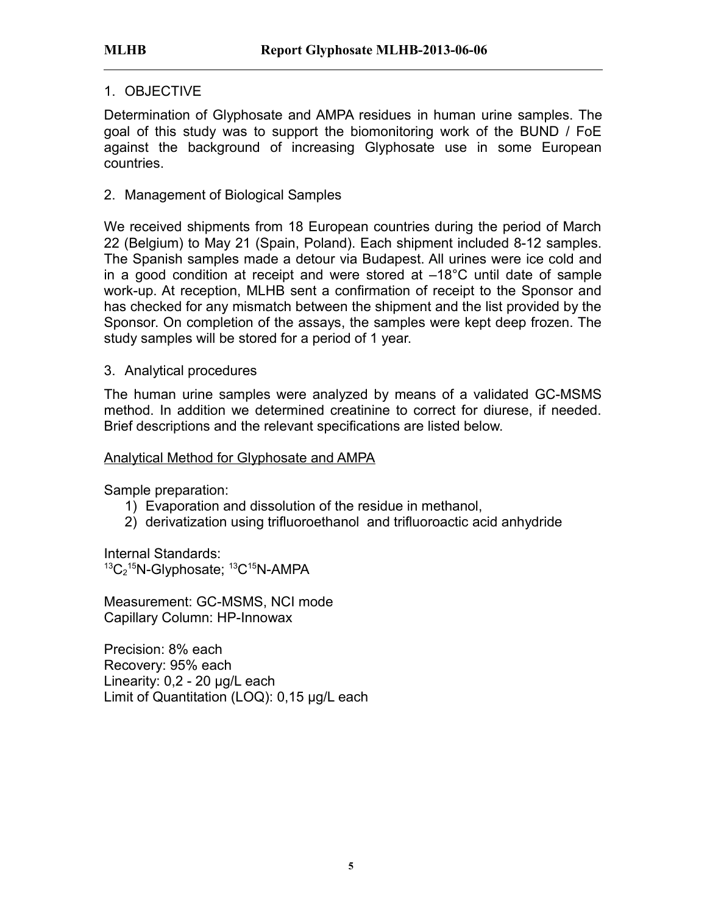## 1. OBJECTIVE

Determination of Glyphosate and AMPA residues in human urine samples. The goal of this study was to support the biomonitoring work of the BUND / FoE against the background of increasing Glyphosate use in some European countries.

## 2. Management of Biological Samples

We received shipments from 18 European countries during the period of March 22 (Belgium) to May 21 (Spain, Poland). Each shipment included 8-12 samples. The Spanish samples made a detour via Budapest. All urines were ice cold and in a good condition at receipt and were stored at –18°C until date of sample work-up. At reception, MLHB sent a confirmation of receipt to the Sponsor and has checked for any mismatch between the shipment and the list provided by the Sponsor. On completion of the assays, the samples were kept deep frozen. The study samples will be stored for a period of 1 year.

## 3. Analytical procedures

The human urine samples were analyzed by means of a validated GC-MSMS method. In addition we determined creatinine to correct for diurese, if needed. Brief descriptions and the relevant specifications are listed below.

Analytical Method for Glyphosate and AMPA

Sample preparation:

1) Evaporation and dissolution of the residue in methanol,
2) derivatization using trifluoroethanol and trifluoroactic acid anhydride

Internal Standards:
$^{13}C_2{}^{15}N$-Glyphosate; $^{13}C^{15}N$-AMPA

Measurement: GC-MSMS, NCI mode
Capillary Column: HP-Innowax

Precision: 8% each
Recovery: 95% each
Linearity: 0,2 - 20 µg/L each
Limit of Quantitation (LOQ): 0,15 µg/L each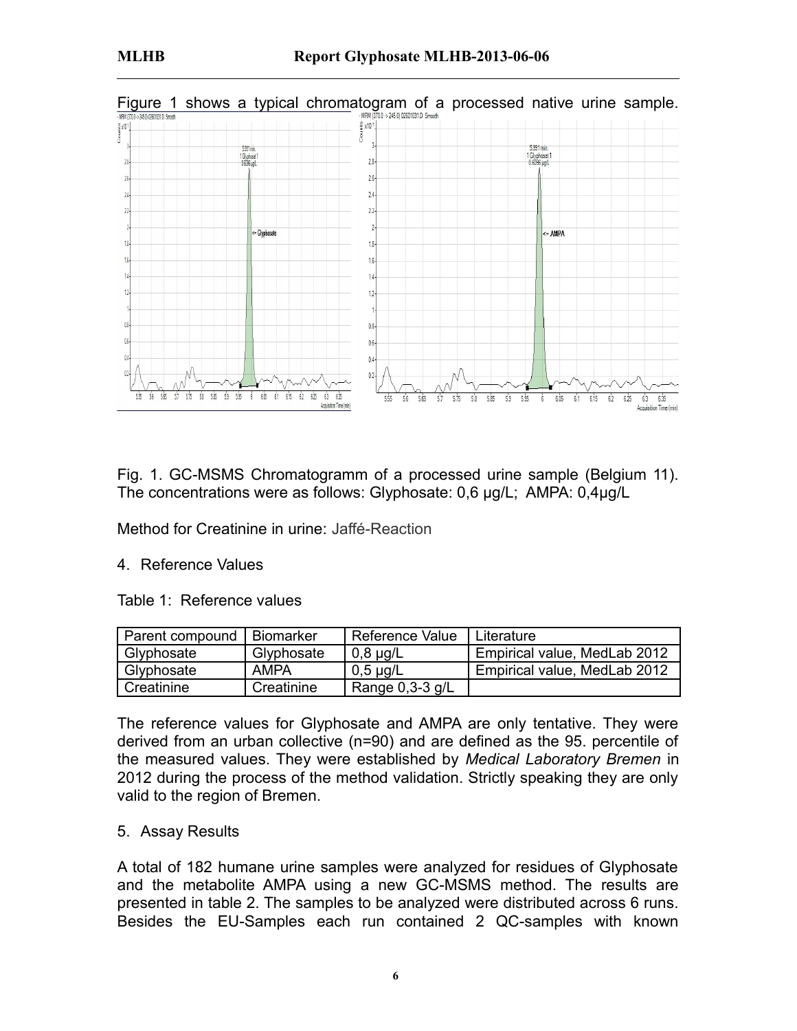Figure 1 shows a typical chromatogram of a processed native urine sample.

Fig. 1. GC-MSMS Chromatogramm of a processed urine sample (Belgium 11). The concentrations were as follows: Glyphosate: 0,6 µg/L; AMPA: 0,4µg/L

Method for Creatinine in urine: Jaffé-Reaction

## 4. Reference Values

Table 1: Reference values

| Parent compound | Biomarker | Reference Value | Literature |
|---|---|---|---|
| Glyphosate | Glyphosate | 0,8 µg/L | Empirical value, MedLab 2012 |
| Glyphosate | AMPA | 0,5 µg/L | Empirical value, MedLab 2012 |
| Creatinine | Creatinine | Range 0,3-3 g/L | |

The reference values for Glyphosate and AMPA are only tentative. They were derived from an urban collective (n=90) and are defined as the 95. percentile of the measured values. They were established by *Medical Laboratory Bremen* in 2012 during the process of the method validation. Strictly speaking they are only valid to the region of Bremen.

## 5. Assay Results

A total of 182 humane urine samples were analyzed for residues of Glyphosate and the metabolite AMPA using a new GC-MSMS method. The results are presented in table 2. The samples to be analyzed were distributed across 6 runs. Besides the EU-Samples each run contained 2 QC-samples with known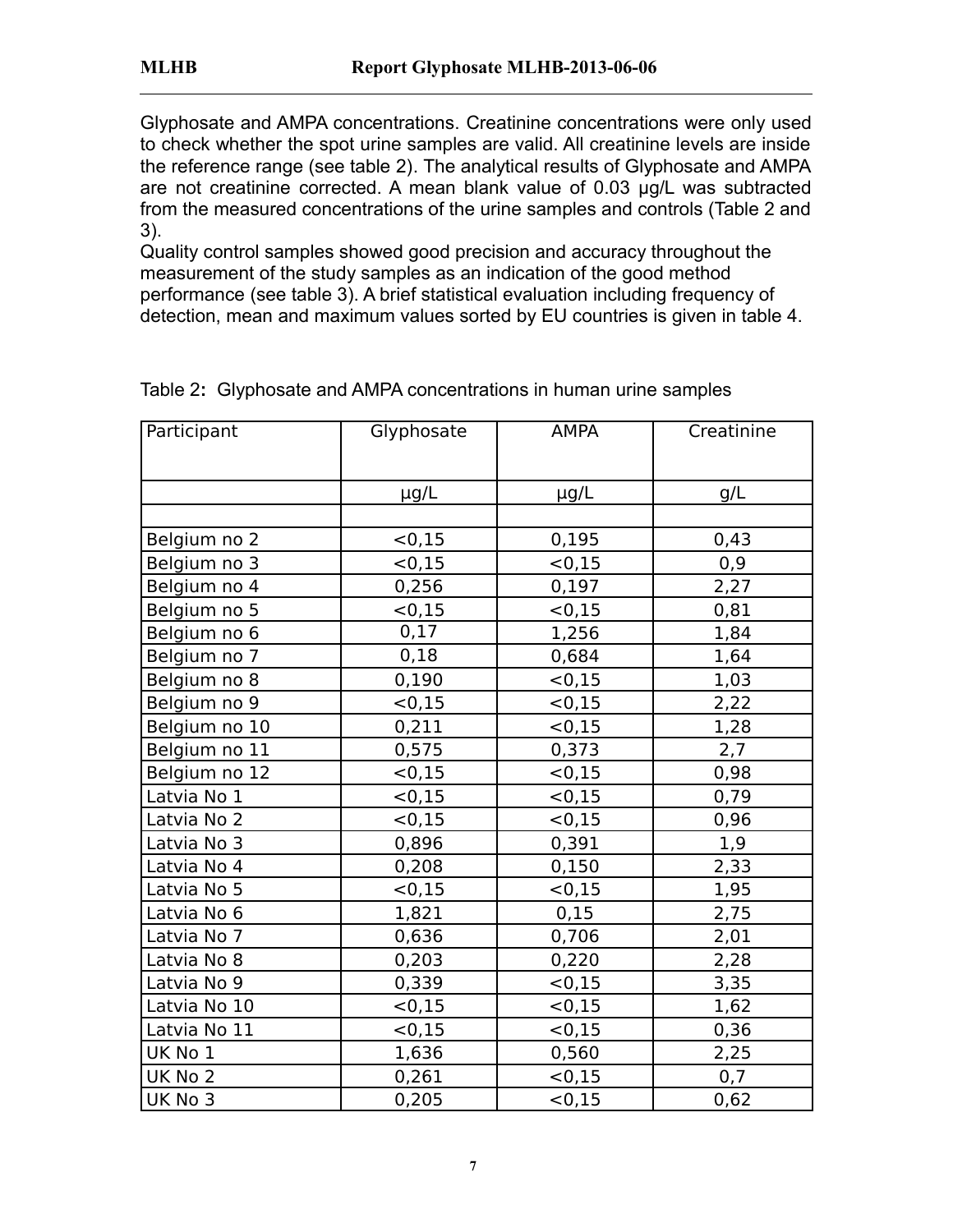Glyphosate and AMPA concentrations. Creatinine concentrations were only used to check whether the spot urine samples are valid. All creatinine levels are inside the reference range (see table 2). The analytical results of Glyphosate and AMPA are not creatinine corrected. A mean blank value of 0.03 µg/L was subtracted from the measured concentrations of the urine samples and controls (Table 2 and 3).

Quality control samples showed good precision and accuracy throughout the measurement of the study samples as an indication of the good method performance (see table 3). A brief statistical evaluation including frequency of detection, mean and maximum values sorted by EU countries is given in table 4.

Table 2**:** Glyphosate and AMPA concentrations in human urine samples

| Participant | Glyphosate | AMPA | Creatinine |
|---|---|---|---|
| | µg/L | µg/L | g/L |
| | | | |
| Belgium no 2 | <0,15 | 0,195 | 0,43 |
| Belgium no 3 | <0,15 | <0,15 | 0,9 |
| Belgium no 4 | 0,256 | 0,197 | 2,27 |
| Belgium no 5 | <0,15 | <0,15 | 0,81 |
| Belgium no 6 | 0,17 | 1,256 | 1,84 |
| Belgium no 7 | 0,18 | 0,684 | 1,64 |
| Belgium no 8 | 0,190 | <0,15 | 1,03 |
| Belgium no 9 | <0,15 | <0,15 | 2,22 |
| Belgium no 10 | 0,211 | <0,15 | 1,28 |
| Belgium no 11 | 0,575 | 0,373 | 2,7 |
| Belgium no 12 | <0,15 | <0,15 | 0,98 |
| Latvia No 1 | <0,15 | <0,15 | 0,79 |
| Latvia No 2 | <0,15 | <0,15 | 0,96 |
| Latvia No 3 | 0,896 | 0,391 | 1,9 |
| Latvia No 4 | 0,208 | 0,150 | 2,33 |
| Latvia No 5 | <0,15 | <0,15 | 1,95 |
| Latvia No 6 | 1,821 | 0,15 | 2,75 |
| Latvia No 7 | 0,636 | 0,706 | 2,01 |
| Latvia No 8 | 0,203 | 0,220 | 2,28 |
| Latvia No 9 | 0,339 | <0,15 | 3,35 |
| Latvia No 10 | <0,15 | <0,15 | 1,62 |
| Latvia No 11 | <0,15 | <0,15 | 0,36 |
| UK No 1 | 1,636 | 0,560 | 2,25 |
| UK No 2 | 0,261 | <0,15 | 0,7 |
| UK No 3 | 0,205 | <0,15 | 0,62 |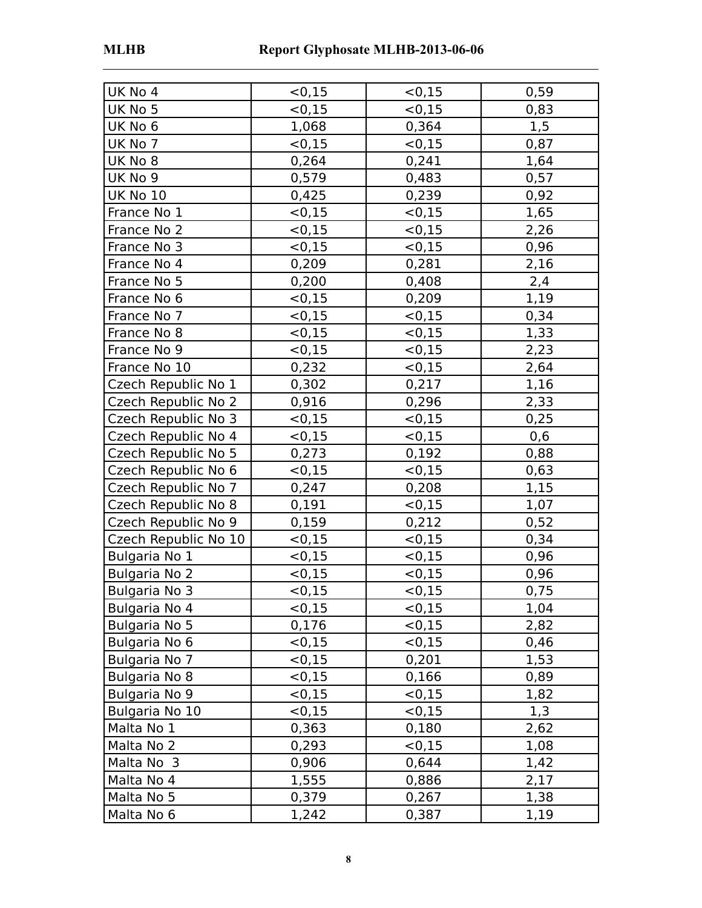| | | | |
|---|---|---|---|
| UK No 4 | <0,15 | <0,15 | 0,59 |
| UK No 5 | <0,15 | <0,15 | 0,83 |
| UK No 6 | 1,068 | 0,364 | 1,5 |
| UK No 7 | <0,15 | <0,15 | 0,87 |
| UK No 8 | 0,264 | 0,241 | 1,64 |
| UK No 9 | 0,579 | 0,483 | 0,57 |
| UK No 10 | 0,425 | 0,239 | 0,92 |
| France No 1 | <0,15 | <0,15 | 1,65 |
| France No 2 | <0,15 | <0,15 | 2,26 |
| France No 3 | <0,15 | <0,15 | 0,96 |
| France No 4 | 0,209 | 0,281 | 2,16 |
| France No 5 | 0,200 | 0,408 | 2,4 |
| France No 6 | <0,15 | 0,209 | 1,19 |
| France No 7 | <0,15 | <0,15 | 0,34 |
| France No 8 | <0,15 | <0,15 | 1,33 |
| France No 9 | <0,15 | <0,15 | 2,23 |
| France No 10 | 0,232 | <0,15 | 2,64 |
| Czech Republic No 1 | 0,302 | 0,217 | 1,16 |
| Czech Republic No 2 | 0,916 | 0,296 | 2,33 |
| Czech Republic No 3 | <0,15 | <0,15 | 0,25 |
| Czech Republic No 4 | <0,15 | <0,15 | 0,6 |
| Czech Republic No 5 | 0,273 | 0,192 | 0,88 |
| Czech Republic No 6 | <0,15 | <0,15 | 0,63 |
| Czech Republic No 7 | 0,247 | 0,208 | 1,15 |
| Czech Republic No 8 | 0,191 | <0,15 | 1,07 |
| Czech Republic No 9 | 0,159 | 0,212 | 0,52 |
| Czech Republic No 10 | <0,15 | <0,15 | 0,34 |
| Bulgaria No 1 | <0,15 | <0,15 | 0,96 |
| Bulgaria No 2 | <0,15 | <0,15 | 0,96 |
| Bulgaria No 3 | <0,15 | <0,15 | 0,75 |
| Bulgaria No 4 | <0,15 | <0,15 | 1,04 |
| Bulgaria No 5 | 0,176 | <0,15 | 2,82 |
| Bulgaria No 6 | <0,15 | <0,15 | 0,46 |
| Bulgaria No 7 | <0,15 | 0,201 | 1,53 |
| Bulgaria No 8 | <0,15 | 0,166 | 0,89 |
| Bulgaria No 9 | <0,15 | <0,15 | 1,82 |
| Bulgaria No 10 | <0,15 | <0,15 | 1,3 |
| Malta No 1 | 0,363 | 0,180 | 2,62 |
| Malta No 2 | 0,293 | <0,15 | 1,08 |
| Malta No 3 | 0,906 | 0,644 | 1,42 |
| Malta No 4 | 1,555 | 0,886 | 2,17 |
| Malta No 5 | 0,379 | 0,267 | 1,38 |
| Malta No 6 | 1,242 | 0,387 | 1,19 |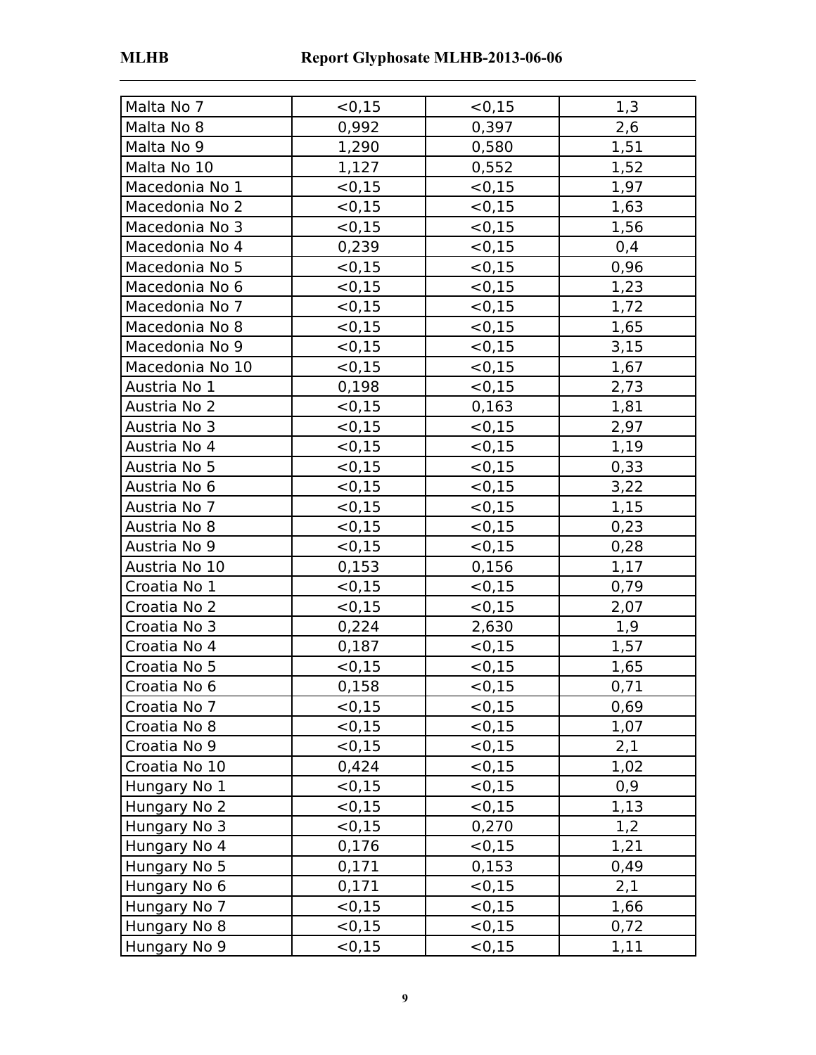| | | | |
|---|---|---|---|
| Malta No 7 | <0,15 | <0,15 | 1,3 |
| Malta No 8 | 0,992 | 0,397 | 2,6 |
| Malta No 9 | 1,290 | 0,580 | 1,51 |
| Malta No 10 | 1,127 | 0,552 | 1,52 |
| Macedonia No 1 | <0,15 | <0,15 | 1,97 |
| Macedonia No 2 | <0,15 | <0,15 | 1,63 |
| Macedonia No 3 | <0,15 | <0,15 | 1,56 |
| Macedonia No 4 | 0,239 | <0,15 | 0,4 |
| Macedonia No 5 | <0,15 | <0,15 | 0,96 |
| Macedonia No 6 | <0,15 | <0,15 | 1,23 |
| Macedonia No 7 | <0,15 | <0,15 | 1,72 |
| Macedonia No 8 | <0,15 | <0,15 | 1,65 |
| Macedonia No 9 | <0,15 | <0,15 | 3,15 |
| Macedonia No 10 | <0,15 | <0,15 | 1,67 |
| Austria No 1 | 0,198 | <0,15 | 2,73 |
| Austria No 2 | <0,15 | 0,163 | 1,81 |
| Austria No 3 | <0,15 | <0,15 | 2,97 |
| Austria No 4 | <0,15 | <0,15 | 1,19 |
| Austria No 5 | <0,15 | <0,15 | 0,33 |
| Austria No 6 | <0,15 | <0,15 | 3,22 |
| Austria No 7 | <0,15 | <0,15 | 1,15 |
| Austria No 8 | <0,15 | <0,15 | 0,23 |
| Austria No 9 | <0,15 | <0,15 | 0,28 |
| Austria No 10 | 0,153 | 0,156 | 1,17 |
| Croatia No 1 | <0,15 | <0,15 | 0,79 |
| Croatia No 2 | <0,15 | <0,15 | 2,07 |
| Croatia No 3 | 0,224 | 2,630 | 1,9 |
| Croatia No 4 | 0,187 | <0,15 | 1,57 |
| Croatia No 5 | <0,15 | <0,15 | 1,65 |
| Croatia No 6 | 0,158 | <0,15 | 0,71 |
| Croatia No 7 | <0,15 | <0,15 | 0,69 |
| Croatia No 8 | <0,15 | <0,15 | 1,07 |
| Croatia No 9 | <0,15 | <0,15 | 2,1 |
| Croatia No 10 | 0,424 | <0,15 | 1,02 |
| Hungary No 1 | <0,15 | <0,15 | 0,9 |
| Hungary No 2 | <0,15 | <0,15 | 1,13 |
| Hungary No 3 | <0,15 | 0,270 | 1,2 |
| Hungary No 4 | 0,176 | <0,15 | 1,21 |
| Hungary No 5 | 0,171 | 0,153 | 0,49 |
| Hungary No 6 | 0,171 | <0,15 | 2,1 |
| Hungary No 7 | <0,15 | <0,15 | 1,66 |
| Hungary No 8 | <0,15 | <0,15 | 0,72 |
| Hungary No 9 | <0,15 | <0,15 | 1,11 |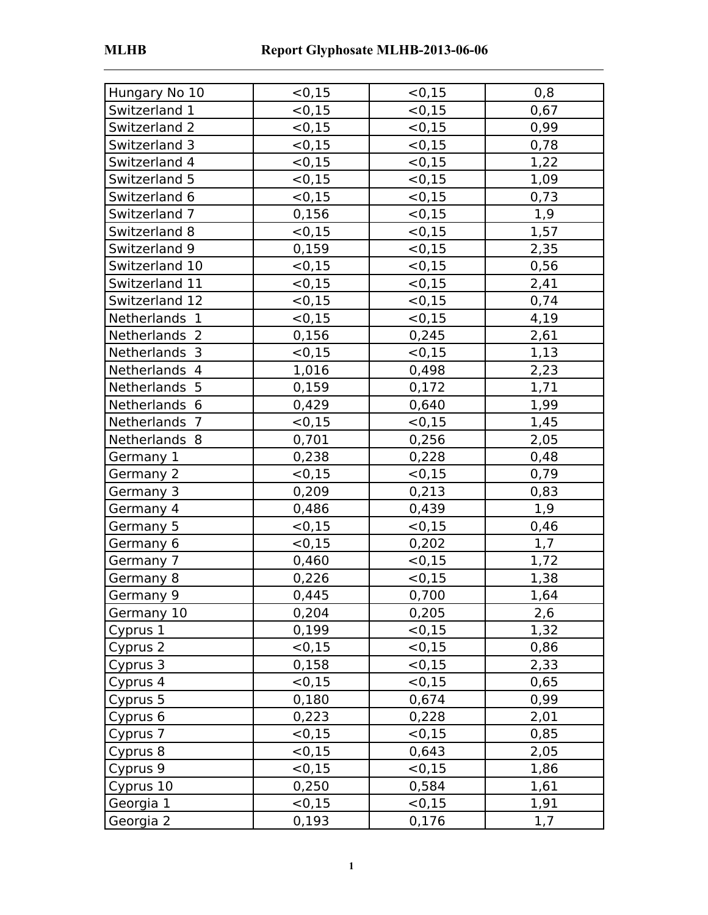| Hungary No 10 | <0,15 | <0,15 | 0,8 |
|---|---|---|---|
| Switzerland 1 | <0,15 | <0,15 | 0,67 |
| Switzerland 2 | <0,15 | <0,15 | 0,99 |
| Switzerland 3 | <0,15 | <0,15 | 0,78 |
| Switzerland 4 | <0,15 | <0,15 | 1,22 |
| Switzerland 5 | <0,15 | <0,15 | 1,09 |
| Switzerland 6 | <0,15 | <0,15 | 0,73 |
| Switzerland 7 | 0,156 | <0,15 | 1,9 |
| Switzerland 8 | <0,15 | <0,15 | 1,57 |
| Switzerland 9 | 0,159 | <0,15 | 2,35 |
| Switzerland 10 | <0,15 | <0,15 | 0,56 |
| Switzerland 11 | <0,15 | <0,15 | 2,41 |
| Switzerland 12 | <0,15 | <0,15 | 0,74 |
| Netherlands 1 | <0,15 | <0,15 | 4,19 |
| Netherlands 2 | 0,156 | 0,245 | 2,61 |
| Netherlands 3 | <0,15 | <0,15 | 1,13 |
| Netherlands 4 | 1,016 | 0,498 | 2,23 |
| Netherlands 5 | 0,159 | 0,172 | 1,71 |
| Netherlands 6 | 0,429 | 0,640 | 1,99 |
| Netherlands 7 | <0,15 | <0,15 | 1,45 |
| Netherlands 8 | 0,701 | 0,256 | 2,05 |
| Germany 1 | 0,238 | 0,228 | 0,48 |
| Germany 2 | <0,15 | <0,15 | 0,79 |
| Germany 3 | 0,209 | 0,213 | 0,83 |
| Germany 4 | 0,486 | 0,439 | 1,9 |
| Germany 5 | <0,15 | <0,15 | 0,46 |
| Germany 6 | <0,15 | 0,202 | 1,7 |
| Germany 7 | 0,460 | <0,15 | 1,72 |
| Germany 8 | 0,226 | <0,15 | 1,38 |
| Germany 9 | 0,445 | 0,700 | 1,64 |
| Germany 10 | 0,204 | 0,205 | 2,6 |
| Cyprus 1 | 0,199 | <0,15 | 1,32 |
| Cyprus 2 | <0,15 | <0,15 | 0,86 |
| Cyprus 3 | 0,158 | <0,15 | 2,33 |
| Cyprus 4 | <0,15 | <0,15 | 0,65 |
| Cyprus 5 | 0,180 | 0,674 | 0,99 |
| Cyprus 6 | 0,223 | 0,228 | 2,01 |
| Cyprus 7 | <0,15 | <0,15 | 0,85 |
| Cyprus 8 | <0,15 | 0,643 | 2,05 |
| Cyprus 9 | <0,15 | <0,15 | 1,86 |
| Cyprus 10 | 0,250 | 0,584 | 1,61 |
| Georgia 1 | <0,15 | <0,15 | 1,91 |
| Georgia 2 | 0,193 | 0,176 | 1,7 |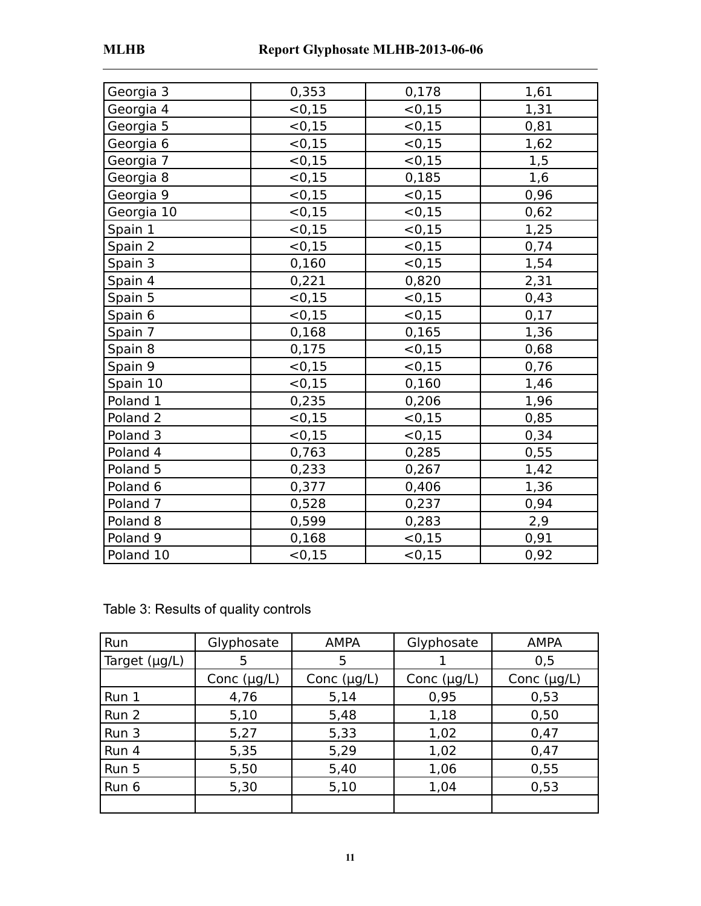| | | | |
|---|---|---|---|
| Georgia 3 | 0,353 | 0,178 | 1,61 |
| Georgia 4 | <0,15 | <0,15 | 1,31 |
| Georgia 5 | <0,15 | <0,15 | 0,81 |
| Georgia 6 | <0,15 | <0,15 | 1,62 |
| Georgia 7 | <0,15 | <0,15 | 1,5 |
| Georgia 8 | <0,15 | 0,185 | 1,6 |
| Georgia 9 | <0,15 | <0,15 | 0,96 |
| Georgia 10 | <0,15 | <0,15 | 0,62 |
| Spain 1 | <0,15 | <0,15 | 1,25 |
| Spain 2 | <0,15 | <0,15 | 0,74 |
| Spain 3 | 0,160 | <0,15 | 1,54 |
| Spain 4 | 0,221 | 0,820 | 2,31 |
| Spain 5 | <0,15 | <0,15 | 0,43 |
| Spain 6 | <0,15 | <0,15 | 0,17 |
| Spain 7 | 0,168 | 0,165 | 1,36 |
| Spain 8 | 0,175 | <0,15 | 0,68 |
| Spain 9 | <0,15 | <0,15 | 0,76 |
| Spain 10 | <0,15 | 0,160 | 1,46 |
| Poland 1 | 0,235 | 0,206 | 1,96 |
| Poland 2 | <0,15 | <0,15 | 0,85 |
| Poland 3 | <0,15 | <0,15 | 0,34 |
| Poland 4 | 0,763 | 0,285 | 0,55 |
| Poland 5 | 0,233 | 0,267 | 1,42 |
| Poland 6 | 0,377 | 0,406 | 1,36 |
| Poland 7 | 0,528 | 0,237 | 0,94 |
| Poland 8 | 0,599 | 0,283 | 2,9 |
| Poland 9 | 0,168 | <0,15 | 0,91 |
| Poland 10 | <0,15 | <0,15 | 0,92 |

Table 3: Results of quality controls

| Run | Glyphosate | AMPA | Glyphosate | AMPA |
|---|---|---|---|---|
| Target (µg/L) | 5 | 5 | 1 | 0,5 |
| | Conc (µg/L) | Conc (µg/L) | Conc (µg/L) | Conc (µg/L) |
| Run 1 | 4,76 | 5,14 | 0,95 | 0,53 |
| Run 2 | 5,10 | 5,48 | 1,18 | 0,50 |
| Run 3 | 5,27 | 5,33 | 1,02 | 0,47 |
| Run 4 | 5,35 | 5,29 | 1,02 | 0,47 |
| Run 5 | 5,50 | 5,40 | 1,06 | 0,55 |
| Run 6 | 5,30 | 5,10 | 1,04 | 0,53 |
| | | | | |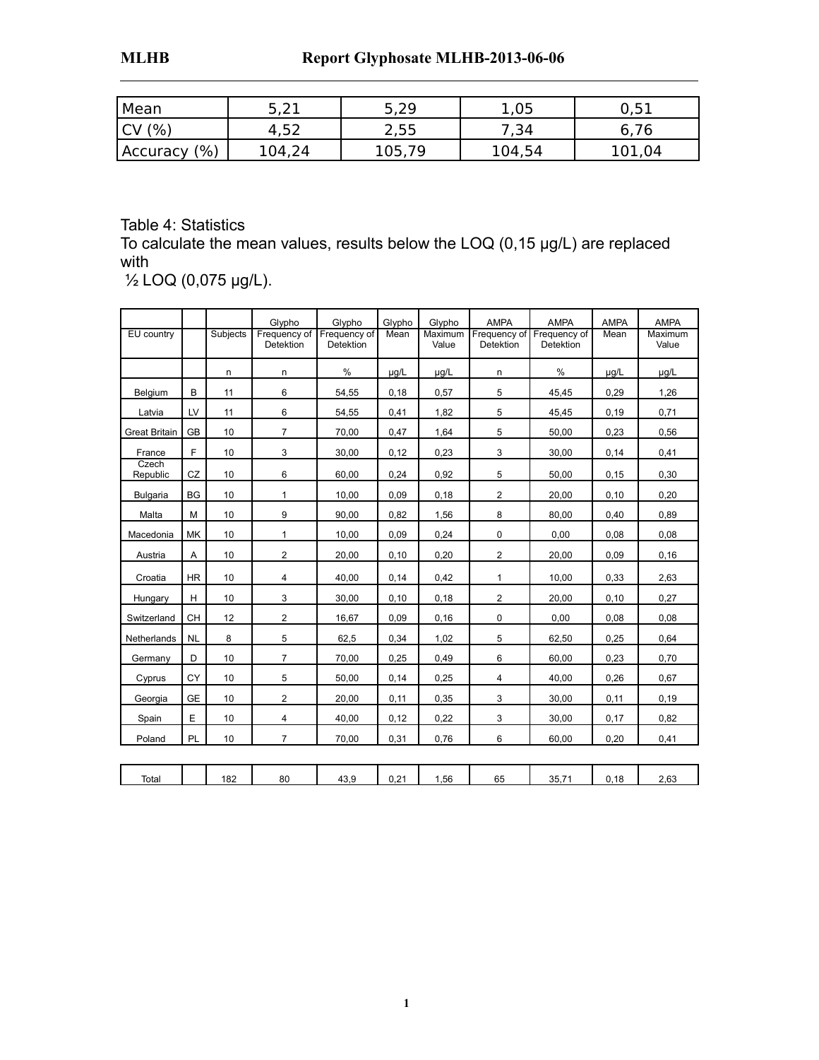| Mean | 5,21 | 5,29 | 1,05 | 0,51 |
|---|---|---|---|---|
| CV (%) | 4,52 | 2,55 | 7,34 | 6,76 |
| Accuracy (%) | 104,24 | 105,79 | 104,54 | 101,04 |

Table 4: Statistics
To calculate the mean values, results below the LOQ (0,15 µg/L) are replaced with
½ LOQ (0,075 µg/L).

| EU country | | Subjects | Glypho Frequency of Detektion | Glypho Frequency of Detektion | Glypho Mean | Glypho Maximum Value | AMPA Frequency of Detektion | AMPA Frequency of Detektion | AMPA Mean | AMPA Maximum Value |
|---|---|---|---|---|---|---|---|---|---|---|
| | | n | n | % | µg/L | µg/L | n | % | µg/L | µg/L |
| Belgium | B | 11 | 6 | 54,55 | 0,18 | 0,57 | 5 | 45,45 | 0,29 | 1,26 |
| Latvia | LV | 11 | 6 | 54,55 | 0,41 | 1,82 | 5 | 45,45 | 0,19 | 0,71 |
| Great Britain | GB | 10 | 7 | 70,00 | 0,47 | 1,64 | 5 | 50,00 | 0,23 | 0,56 |
| France | F | 10 | 3 | 30,00 | 0,12 | 0,23 | 3 | 30,00 | 0,14 | 0,41 |
| Czech Republic | CZ | 10 | 6 | 60,00 | 0,24 | 0,92 | 5 | 50,00 | 0,15 | 0,30 |
| Bulgaria | BG | 10 | 1 | 10,00 | 0,09 | 0,18 | 2 | 20,00 | 0,10 | 0,20 |
| Malta | M | 10 | 9 | 90,00 | 0,82 | 1,56 | 8 | 80,00 | 0,40 | 0,89 |
| Macedonia | MK | 10 | 1 | 10,00 | 0,09 | 0,24 | 0 | 0,00 | 0,08 | 0,08 |
| Austria | A | 10 | 2 | 20,00 | 0,10 | 0,20 | 2 | 20,00 | 0,09 | 0,16 |
| Croatia | HR | 10 | 4 | 40,00 | 0,14 | 0,42 | 1 | 10,00 | 0,33 | 2,63 |
| Hungary | H | 10 | 3 | 30,00 | 0,10 | 0,18 | 2 | 20,00 | 0,10 | 0,27 |
| Switzerland | CH | 12 | 2 | 16,67 | 0,09 | 0,16 | 0 | 0,00 | 0,08 | 0,08 |
| Netherlands | NL | 8 | 5 | 62,5 | 0,34 | 1,02 | 5 | 62,50 | 0,25 | 0,64 |
| Germany | D | 10 | 7 | 70,00 | 0,25 | 0,49 | 6 | 60,00 | 0,23 | 0,70 |
| Cyprus | CY | 10 | 5 | 50,00 | 0,14 | 0,25 | 4 | 40,00 | 0,26 | 0,67 |
| Georgia | GE | 10 | 2 | 20,00 | 0,11 | 0,35 | 3 | 30,00 | 0,11 | 0,19 |
| Spain | E | 10 | 4 | 40,00 | 0,12 | 0,22 | 3 | 30,00 | 0,17 | 0,82 |
| Poland | PL | 10 | 7 | 70,00 | 0,31 | 0,76 | 6 | 60,00 | 0,20 | 0,41 |
| Total | | 182 | 80 | 43,9 | 0,21 | 1,56 | 65 | 35,71 | 0,18 | 2,63 |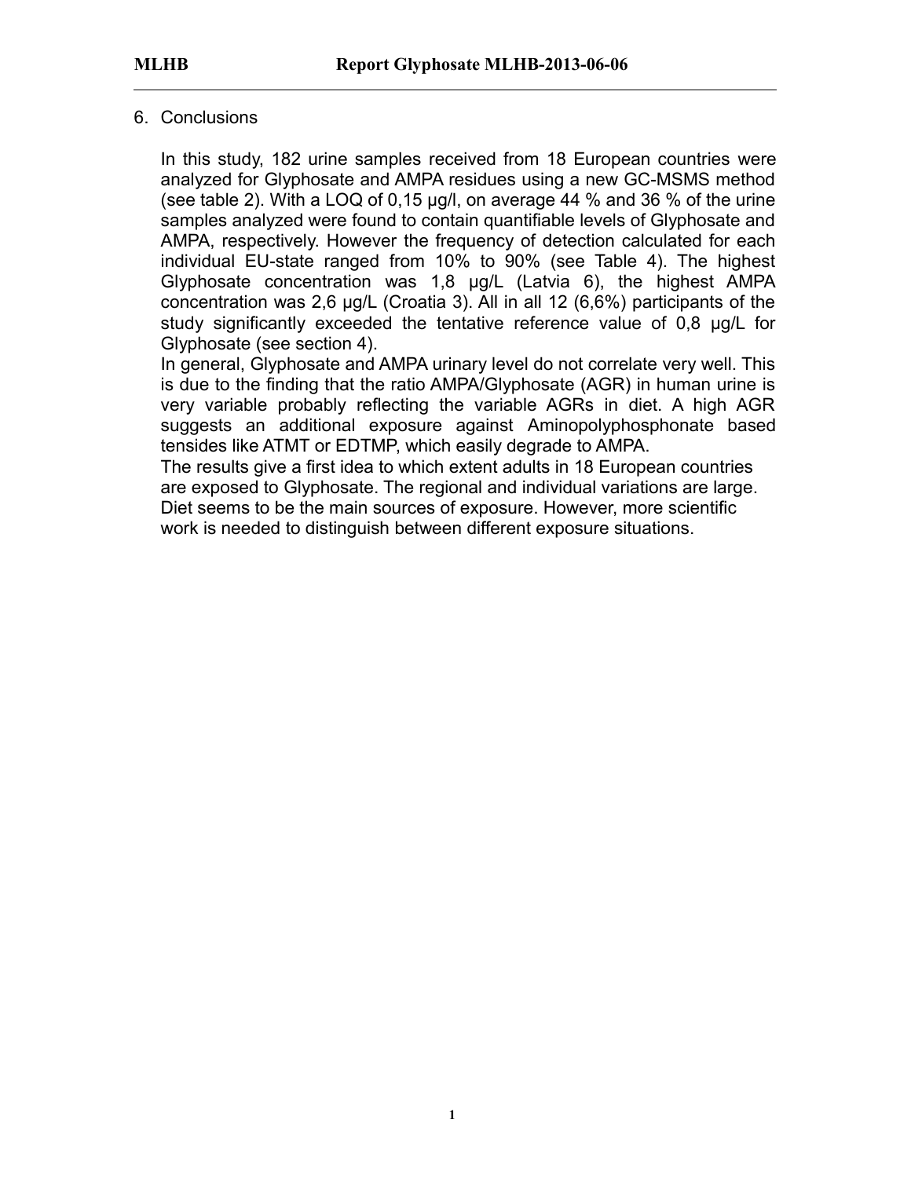## 6. Conclusions

In this study, 182 urine samples received from 18 European countries were analyzed for Glyphosate and AMPA residues using a new GC-MSMS method (see table 2). With a LOQ of 0,15 µg/l, on average 44 % and 36 % of the urine samples analyzed were found to contain quantifiable levels of Glyphosate and AMPA, respectively. However the frequency of detection calculated for each individual EU-state ranged from 10% to 90% (see Table 4). The highest Glyphosate concentration was 1,8 µg/L (Latvia 6), the highest AMPA concentration was 2,6 µg/L (Croatia 3). All in all 12 (6,6%) participants of the study significantly exceeded the tentative reference value of 0,8 µg/L for Glyphosate (see section 4).

In general, Glyphosate and AMPA urinary level do not correlate very well. This is due to the finding that the ratio AMPA/Glyphosate (AGR) in human urine is very variable probably reflecting the variable AGRs in diet. A high AGR suggests an additional exposure against Aminopolyphosphonate based tensides like ATMT or EDTMP, which easily degrade to AMPA.

The results give a first idea to which extent adults in 18 European countries are exposed to Glyphosate. The regional and individual variations are large. Diet seems to be the main sources of exposure. However, more scientific work is needed to distinguish between different exposure situations.